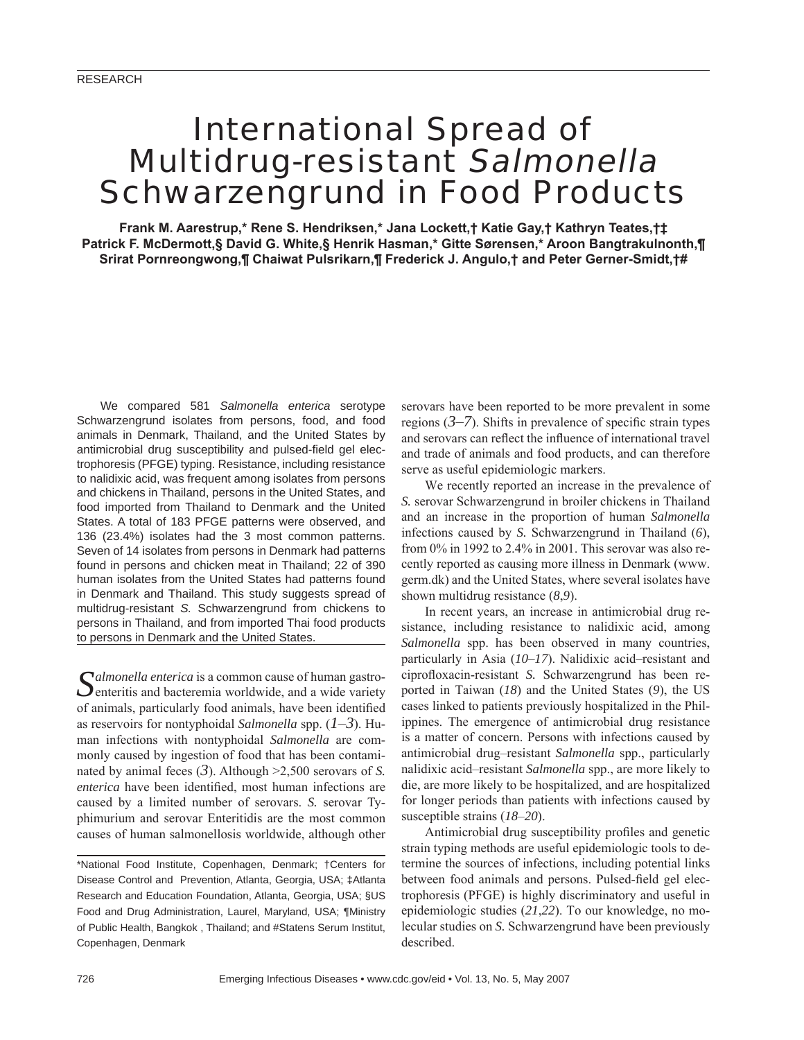RESEARCH

# International Spread of Multidrug-resistant *Salmonella* Schwarzengrund in Food Products

**Frank M. Aarestrup,\* Rene S. Hendriksen,\* Jana Lockett,† Katie Gay,† Kathryn Teates,†‡ Patrick F. McDermott,§ David G. White,§ Henrik Hasman,\* Gitte Sørensen,\* Aroon Bangtrakulnonth,¶ Srirat Pornreongwong,¶ Chaiwat Pulsrikarn,¶ Frederick J. Angulo,† and Peter Gerner-Smidt,†#**

We compared 581 *Salmonella enterica* serotype Schwarzengrund isolates from persons, food, and food animals in Denmark, Thailand, and the United States by antimicrobial drug susceptibility and pulsed-field gel electrophoresis (PFGE) typing. Resistance, including resistance to nalidixic acid, was frequent among isolates from persons and chickens in Thailand, persons in the United States, and food imported from Thailand to Denmark and the United States. A total of 183 PFGE patterns were observed, and 136 (23.4%) isolates had the 3 most common patterns. Seven of 14 isolates from persons in Denmark had patterns found in persons and chicken meat in Thailand; 22 of 390 human isolates from the United States had patterns found in Denmark and Thailand. This study suggests spread of multidrug-resistant *S.* Schwarzengrund from chickens to persons in Thailand, and from imported Thai food products to persons in Denmark and the United States.

*Salmonella enterica* is a common cause of human gastroenteritis and bacteremia worldwide, and a wide variety of animals, particularly food animals, have been identified as reservoirs for nontyphoidal *Salmonella* spp. (*1–3*). Human infections with nontyphoidal *Salmonella* are commonly caused by ingestion of food that has been contaminated by animal feces (*3*). Although >2,500 serovars of *S. enterica* have been identified, most human infections are caused by a limited number of serovars. *S.* serovar Typhimurium and serovar Enteritidis are the most common causes of human salmonellosis worldwide, although other serovars have been reported to be more prevalent in some regions (*3–7*). Shifts in prevalence of specific strain types and serovars can reflect the influence of international travel and trade of animals and food products, and can therefore serve as useful epidemiologic markers.

We recently reported an increase in the prevalence of *S.* serovar Schwarzengrund in broiler chickens in Thailand and an increase in the proportion of human *Salmonella* infections caused by *S.* Schwarzengrund in Thailand (*6*), from 0% in 1992 to 2.4% in 2001. This serovar was also recently reported as causing more illness in Denmark (www.germ.dk) and the United States, where several isolates have shown multidrug resistance (*8*,*9*).

In recent years, an increase in antimicrobial drug resistance, including resistance to nalidixic acid, among *Salmonella* spp. has been observed in many countries, particularly in Asia (*10–17*). Nalidixic acid–resistant and ciprofloxacin-resistant *S.* Schwarzengrund has been reported in Taiwan (*18*) and the United States (*9*), the US cases linked to patients previously hospitalized in the Philippines. The emergence of antimicrobial drug resistance is a matter of concern. Persons with infections caused by antimicrobial drug–resistant *Salmonella* spp., particularly nalidixic acid–resistant *Salmonella* spp., are more likely to die, are more likely to be hospitalized, and are hospitalized for longer periods than patients with infections caused by susceptible strains (*18–20*).

Antimicrobial drug susceptibility profiles and genetic strain typing methods are useful epidemiologic tools to determine the sources of infections, including potential links between food animals and persons. Pulsed-field gel electrophoresis (PFGE) is highly discriminatory and useful in epidemiologic studies (*21*,*22*). To our knowledge, no molecular studies on *S.* Schwarzengrund have been previously described.

\*National Food Institute, Copenhagen, Denmark; †Centers for Disease Control and Prevention, Atlanta, Georgia, USA; ‡Atlanta Research and Education Foundation, Atlanta, Georgia, USA; §US Food and Drug Administration, Laurel, Maryland, USA; ¶Ministry of Public Health, Bangkok, Thailand; and #Statens Serum Institut, Copenhagen, Denmark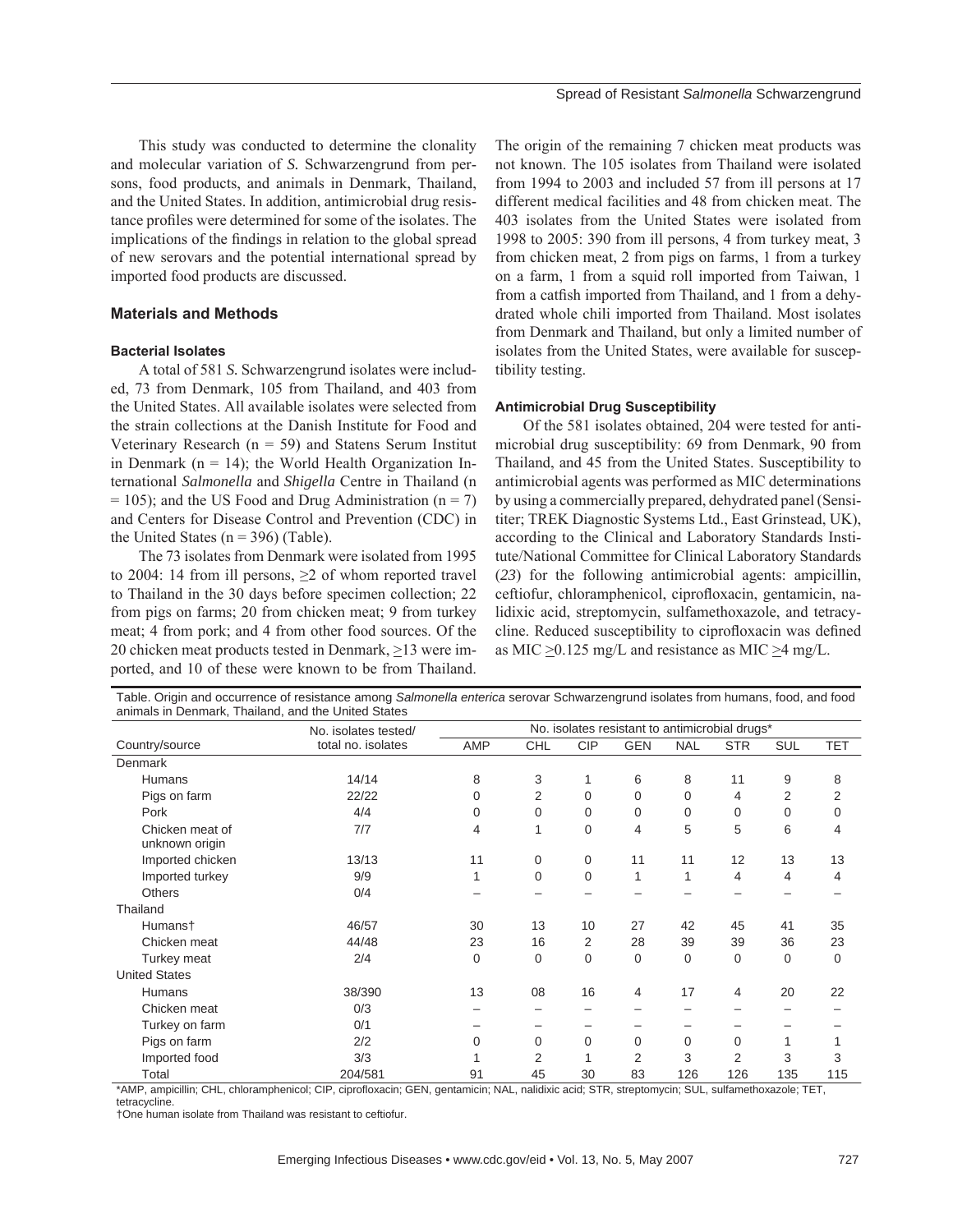This study was conducted to determine the clonality and molecular variation of *S.* Schwarzengrund from persons, food products, and animals in Denmark, Thailand, and the United States. In addition, antimicrobial drug resistance profiles were determined for some of the isolates. The implications of the findings in relation to the global spread of new serovars and the potential international spread by imported food products are discussed.

## Materials and Methods

### Bacterial Isolates

A total of 581 *S.* Schwarzengrund isolates were included, 73 from Denmark, 105 from Thailand, and 403 from the United States. All available isolates were selected from the strain collections at the Danish Institute for Food and Veterinary Research ($n = 59$) and Statens Serum Institut in Denmark ($n = 14$); the World Health Organization International *Salmonella* and *Shigella* Centre in Thailand ($n = 105$); and the US Food and Drug Administration ($n = 7$) and Centers for Disease Control and Prevention (CDC) in the United States ($n = 396$) (Table).

The 73 isolates from Denmark were isolated from 1995 to 2004: 14 from ill persons, $\geq 2$ of whom reported travel to Thailand in the 30 days before specimen collection; 22 from pigs on farms; 20 from chicken meat; 9 from turkey meat; 4 from pork; and 4 from other food sources. Of the 20 chicken meat products tested in Denmark, $\geq 13$ were imported, and 10 of these were known to be from Thailand. The origin of the remaining 7 chicken meat products was not known. The 105 isolates from Thailand were isolated from 1994 to 2003 and included 57 from ill persons at 17 different medical facilities and 48 from chicken meat. The 403 isolates from the United States were isolated from 1998 to 2005: 390 from ill persons, 4 from turkey meat, 3 from chicken meat, 2 from pigs on farms, 1 from a turkey on a farm, 1 from a squid roll imported from Taiwan, 1 from a catfish imported from Thailand, and 1 from a dehydrated whole chili imported from Thailand. Most isolates from Denmark and Thailand, but only a limited number of isolates from the United States, were available for susceptibility testing.

### Antimicrobial Drug Susceptibility

Of the 581 isolates obtained, 204 were tested for antimicrobial drug susceptibility: 69 from Denmark, 90 from Thailand, and 45 from the United States. Susceptibility to antimicrobial agents was performed as MIC determinations by using a commercially prepared, dehydrated panel (Sensititer; TREK Diagnostic Systems Ltd., East Grinstead, UK), according to the Clinical and Laboratory Standards Institute/National Committee for Clinical Laboratory Standards (*23*) for the following antimicrobial agents: ampicillin, ceftiofur, chloramphenicol, ciprofloxacin, gentamicin, nalidixic acid, streptomycin, sulfamethoxazole, and tetracycline. Reduced susceptibility to ciprofloxacin was defined as MIC $\geq 0.125$ mg/L and resistance as MIC $\geq 4$ mg/L.

Table. Origin and occurrence of resistance among *Salmonella enterica* serovar Schwarzengrund isolates from humans, food, and food animals in Denmark, Thailand, and the United States

| Country/source | No. isolates tested/ total no. isolates | No. isolates resistant to antimicrobial drugs* | | | | | | | |
|---|---|---|---|---|---|---|---|---|---|
| | | AMP | CHL | CIP | GEN | NAL | STR | SUL | TET |
| Denmark | | | | | | | | | |
| Humans | 14/14 | 8 | 3 | 1 | 6 | 8 | 11 | 9 | 8 |
| Pigs on farm | 22/22 | 0 | 2 | 0 | 0 | 0 | 4 | 2 | 2 |
| Pork | 4/4 | 0 | 0 | 0 | 0 | 0 | 0 | 0 | 0 |
| Chicken meat of unknown origin | 7/7 | 4 | 1 | 0 | 4 | 5 | 5 | 6 | 4 |
| Imported chicken | 13/13 | 11 | 0 | 0 | 11 | 11 | 12 | 13 | 13 |
| Imported turkey | 9/9 | 1 | 0 | 0 | 1 | 1 | 4 | 4 | 4 |
| Others | 0/4 | – | – | – | – | – | – | – | – |
| Thailand | | | | | | | | | |
| Humans† | 46/57 | 30 | 13 | 10 | 27 | 42 | 45 | 41 | 35 |
| Chicken meat | 44/48 | 23 | 16 | 2 | 28 | 39 | 39 | 36 | 23 |
| Turkey meat | 2/4 | 0 | 0 | 0 | 0 | 0 | 0 | 0 | 0 |
| United States | | | | | | | | | |
| Humans | 38/390 | 13 | 08 | 16 | 4 | 17 | 4 | 20 | 22 |
| Chicken meat | 0/3 | – | – | – | – | – | – | – | – |
| Turkey on farm | 0/1 | – | – | – | – | – | – | – | – |
| Pigs on farm | 2/2 | 0 | 0 | 0 | 0 | 0 | 0 | 1 | 1 |
| Imported food | 3/3 | 1 | 2 | 1 | 2 | 3 | 2 | 3 | 3 |
| Total | 204/581 | 91 | 45 | 30 | 83 | 126 | 126 | 135 | 115 |

*AMP, ampicillin; CHL, chloramphenicol; CIP, ciprofloxacin; GEN, gentamicin; NAL, nalidixic acid; STR, streptomycin; SUL, sulfamethoxazole; TET, tetracycline.
†One human isolate from Thailand was resistant to ceftiofur.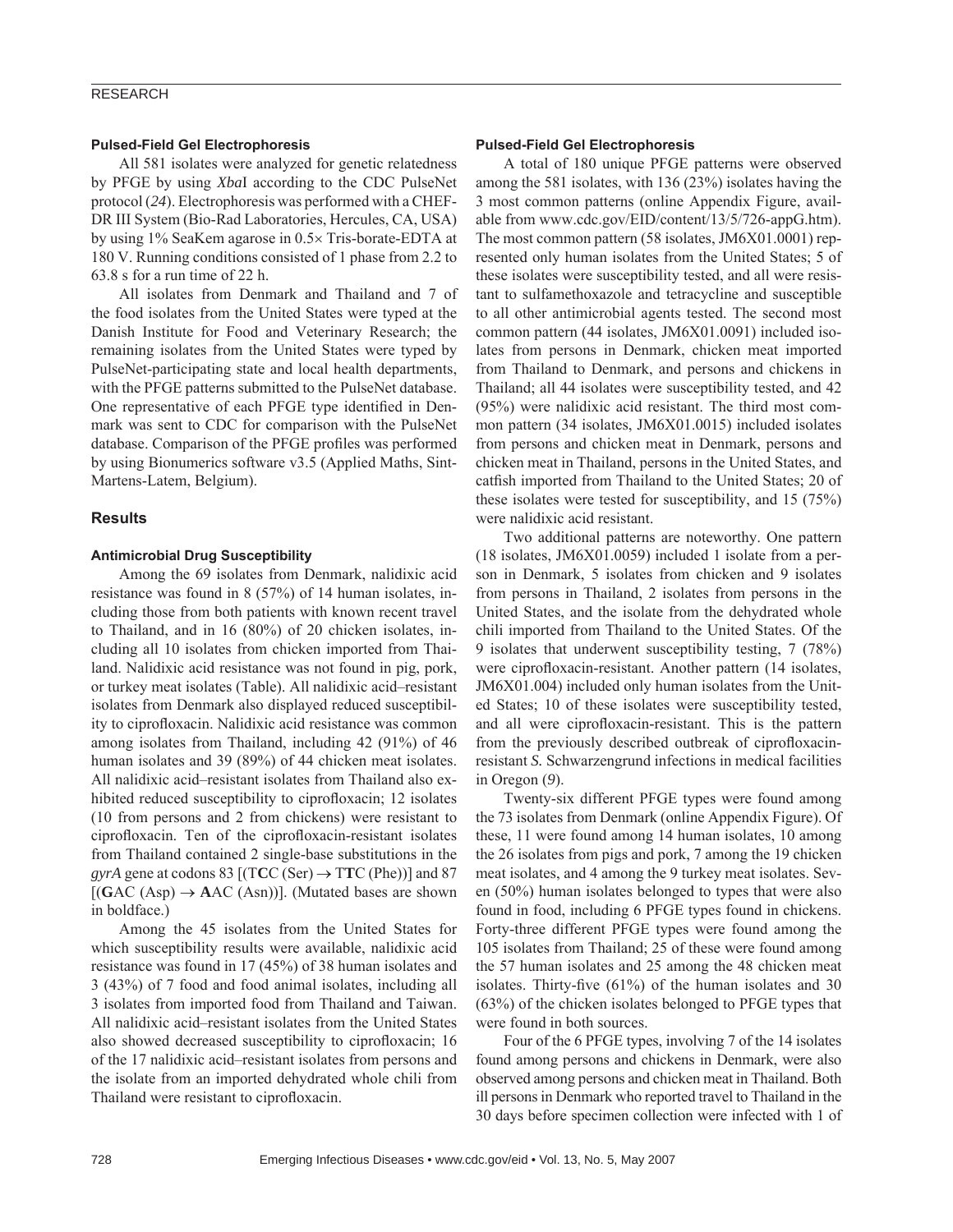### Pulsed-Field Gel Electrophoresis

All 581 isolates were analyzed for genetic relatedness by PFGE by using *Xba*I according to the CDC PulseNet protocol (*24*). Electrophoresis was performed with a CHEF-DR III System (Bio-Rad Laboratories, Hercules, CA, USA) by using 1% SeaKem agarose in 0.5× Tris-borate-EDTA at 180 V. Running conditions consisted of 1 phase from 2.2 to 63.8 s for a run time of 22 h.

All isolates from Denmark and Thailand and 7 of the food isolates from the United States were typed at the Danish Institute for Food and Veterinary Research; the remaining isolates from the United States were typed by PulseNet-participating state and local health departments, with the PFGE patterns submitted to the PulseNet database. One representative of each PFGE type identified in Denmark was sent to CDC for comparison with the PulseNet database. Comparison of the PFGE profiles was performed by using Bionumerics software v3.5 (Applied Maths, Sint-Martens-Latem, Belgium).

## Results

### Antimicrobial Drug Susceptibility

Among the 69 isolates from Denmark, nalidixic acid resistance was found in 8 (57%) of 14 human isolates, including those from both patients with known recent travel to Thailand, and in 16 (80%) of 20 chicken isolates, including all 10 isolates from chicken imported from Thailand. Nalidixic acid resistance was not found in pig, pork, or turkey meat isolates (Table). All nalidixic acid–resistant isolates from Denmark also displayed reduced susceptibility to ciprofloxacin. Nalidixic acid resistance was common among isolates from Thailand, including 42 (91%) of 46 human isolates and 39 (89%) of 44 chicken meat isolates. All nalidixic acid–resistant isolates from Thailand also exhibited reduced susceptibility to ciprofloxacin; 12 isolates (10 from persons and 2 from chickens) were resistant to ciprofloxacin. Ten of the ciprofloxacin-resistant isolates from Thailand contained 2 single-base substitutions in the *gyrA* gene at codons 83 [(T**C**C (Ser) → T**T**C (Phe))] and 87 [(**G**AC (Asp) → **A**AC (Asn))]. (Mutated bases are shown in boldface.)

Among the 45 isolates from the United States for which susceptibility results were available, nalidixic acid resistance was found in 17 (45%) of 38 human isolates and 3 (43%) of 7 food and food animal isolates, including all 3 isolates from imported food from Thailand and Taiwan. All nalidixic acid–resistant isolates from the United States also showed decreased susceptibility to ciprofloxacin; 16 of the 17 nalidixic acid–resistant isolates from persons and the isolate from an imported dehydrated whole chili from Thailand were resistant to ciprofloxacin.

### Pulsed-Field Gel Electrophoresis

A total of 180 unique PFGE patterns were observed among the 581 isolates, with 136 (23%) isolates having the 3 most common patterns (online Appendix Figure, available from www.cdc.gov/EID/content/13/5/726-appG.htm). The most common pattern (58 isolates, JM6X01.0001) represented only human isolates from the United States; 5 of these isolates were susceptibility tested, and all were resistant to sulfamethoxazole and tetracycline and susceptible to all other antimicrobial agents tested. The second most common pattern (44 isolates, JM6X01.0091) included isolates from persons in Denmark, chicken meat imported from Thailand to Denmark, and persons and chickens in Thailand; all 44 isolates were susceptibility tested, and 42 (95%) were nalidixic acid resistant. The third most common pattern (34 isolates, JM6X01.0015) included isolates from persons and chicken meat in Denmark, persons and chicken meat in Thailand, persons in the United States, and catfish imported from Thailand to the United States; 20 of these isolates were tested for susceptibility, and 15 (75%) were nalidixic acid resistant.

Two additional patterns are noteworthy. One pattern (18 isolates, JM6X01.0059) included 1 isolate from a person in Denmark, 5 isolates from chicken and 9 isolates from persons in Thailand, 2 isolates from persons in the United States, and the isolate from the dehydrated whole chili imported from Thailand to the United States. Of the 9 isolates that underwent susceptibility testing, 7 (78%) were ciprofloxacin-resistant. Another pattern (14 isolates, JM6X01.004) included only human isolates from the United States; 10 of these isolates were susceptibility tested, and all were ciprofloxacin-resistant. This is the pattern from the previously described outbreak of ciprofloxacin-resistant *S.* Schwarzengrund infections in medical facilities in Oregon (*9*).

Twenty-six different PFGE types were found among the 73 isolates from Denmark (online Appendix Figure). Of these, 11 were found among 14 human isolates, 10 among the 26 isolates from pigs and pork, 7 among the 19 chicken meat isolates, and 4 among the 9 turkey meat isolates. Seven (50%) human isolates belonged to types that were also found in food, including 6 PFGE types found in chickens. Forty-three different PFGE types were found among the 105 isolates from Thailand; 25 of these were found among the 57 human isolates and 25 among the 48 chicken meat isolates. Thirty-five (61%) of the human isolates and 30 (63%) of the chicken isolates belonged to PFGE types that were found in both sources.

Four of the 6 PFGE types, involving 7 of the 14 isolates found among persons and chickens in Denmark, were also observed among persons and chicken meat in Thailand. Both ill persons in Denmark who reported travel to Thailand in the 30 days before specimen collection were infected with 1 of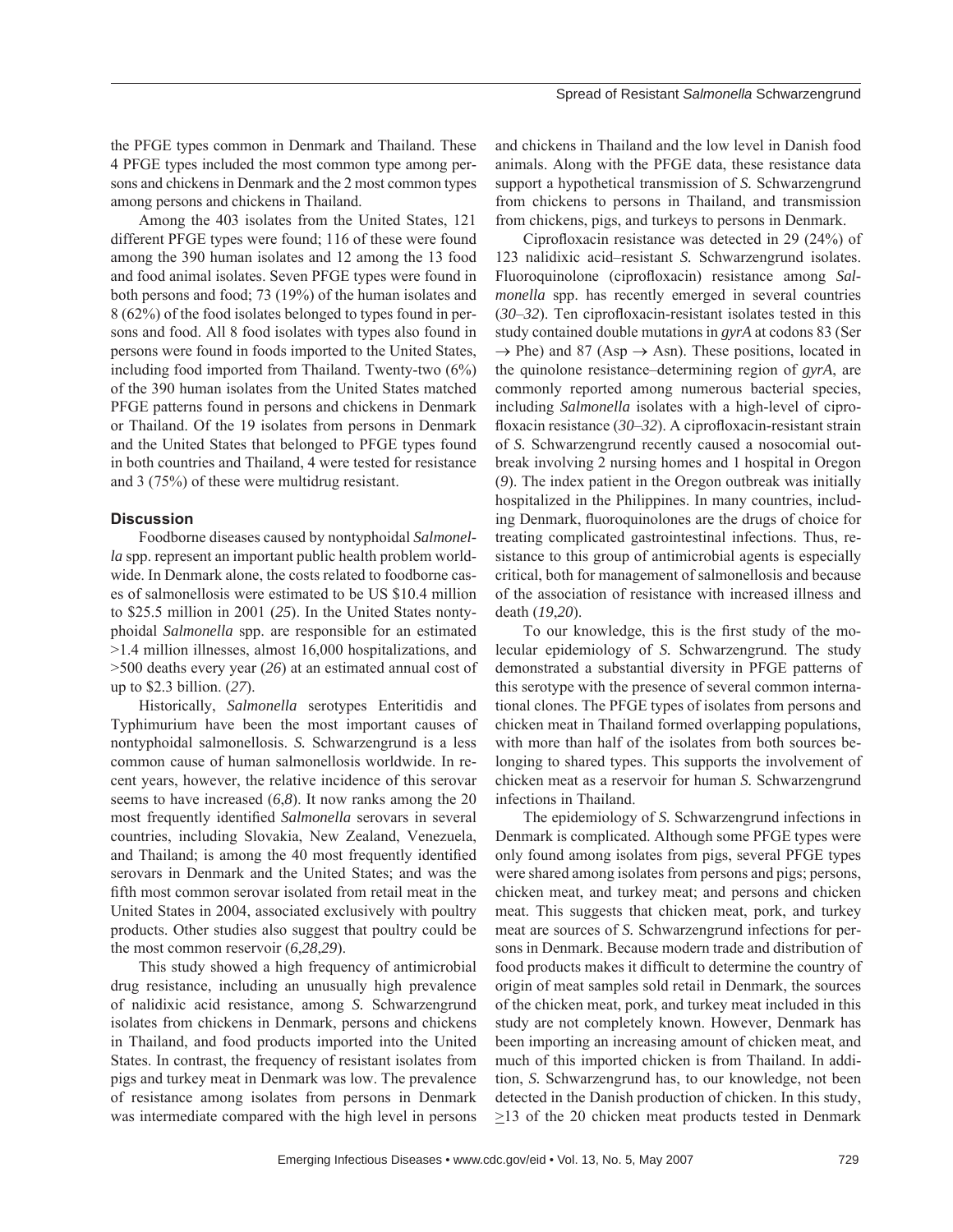the PFGE types common in Denmark and Thailand. These 4 PFGE types included the most common type among persons and chickens in Denmark and the 2 most common types among persons and chickens in Thailand.

Among the 403 isolates from the United States, 121 different PFGE types were found; 116 of these were found among the 390 human isolates and 12 among the 13 food and food animal isolates. Seven PFGE types were found in both persons and food; 73 (19%) of the human isolates and 8 (62%) of the food isolates belonged to types found in persons and food. All 8 food isolates with types also found in persons were found in foods imported to the United States, including food imported from Thailand. Twenty-two (6%) of the 390 human isolates from the United States matched PFGE patterns found in persons and chickens in Denmark or Thailand. Of the 19 isolates from persons in Denmark and the United States that belonged to PFGE types found in both countries and Thailand, 4 were tested for resistance and 3 (75%) of these were multidrug resistant.

## Discussion

Foodborne diseases caused by nontyphoidal *Salmonella* spp. represent an important public health problem worldwide. In Denmark alone, the costs related to foodborne cases of salmonellosis were estimated to be US $10.4 million to $25.5 million in 2001 (*25*). In the United States nontyphoidal *Salmonella* spp. are responsible for an estimated >1.4 million illnesses, almost 16,000 hospitalizations, and >500 deaths every year (*26*) at an estimated annual cost of up to $2.3 billion. (*27*).

Historically, *Salmonella* serotypes Enteritidis and Typhimurium have been the most important causes of nontyphoidal salmonellosis. *S.* Schwarzengrund is a less common cause of human salmonellosis worldwide. In recent years, however, the relative incidence of this serovar seems to have increased (*6*,*8*). It now ranks among the 20 most frequently identified *Salmonella* serovars in several countries, including Slovakia, New Zealand, Venezuela, and Thailand; is among the 40 most frequently identified serovars in Denmark and the United States; and was the fifth most common serovar isolated from retail meat in the United States in 2004, associated exclusively with poultry products. Other studies also suggest that poultry could be the most common reservoir (*6*,*28*,*29*).

This study showed a high frequency of antimicrobial drug resistance, including an unusually high prevalence of nalidixic acid resistance, among *S.* Schwarzengrund isolates from chickens in Denmark, persons and chickens in Thailand, and food products imported into the United States. In contrast, the frequency of resistant isolates from pigs and turkey meat in Denmark was low. The prevalence of resistance among isolates from persons in Denmark was intermediate compared with the high level in persons and chickens in Thailand and the low level in Danish food animals. Along with the PFGE data, these resistance data support a hypothetical transmission of *S.* Schwarzengrund from chickens to persons in Thailand, and transmission from chickens, pigs, and turkeys to persons in Denmark.

Ciprofloxacin resistance was detected in 29 (24%) of 123 nalidixic acid–resistant *S.* Schwarzengrund isolates. Fluoroquinolone (ciprofloxacin) resistance among *Salmonella* spp. has recently emerged in several countries (*30*–*32*). Ten ciprofloxacin-resistant isolates tested in this study contained double mutations in *gyrA* at codons 83 (Ser → Phe) and 87 (Asp → Asn). These positions, located in the quinolone resistance–determining region of *gyrA*, are commonly reported among numerous bacterial species, including *Salmonella* isolates with a high-level of ciprofloxacin resistance (*30*–*32*). A ciprofloxacin-resistant strain of *S.* Schwarzengrund recently caused a nosocomial outbreak involving 2 nursing homes and 1 hospital in Oregon (*9*). The index patient in the Oregon outbreak was initially hospitalized in the Philippines. In many countries, including Denmark, fluoroquinolones are the drugs of choice for treating complicated gastrointestinal infections. Thus, resistance to this group of antimicrobial agents is especially critical, both for management of salmonellosis and because of the association of resistance with increased illness and death (*19*,*20*).

To our knowledge, this is the first study of the molecular epidemiology of *S.* Schwarzengrund. The study demonstrated a substantial diversity in PFGE patterns of this serotype with the presence of several common international clones. The PFGE types of isolates from persons and chicken meat in Thailand formed overlapping populations, with more than half of the isolates from both sources belonging to shared types. This supports the involvement of chicken meat as a reservoir for human *S.* Schwarzengrund infections in Thailand.

The epidemiology of *S.* Schwarzengrund infections in Denmark is complicated. Although some PFGE types were only found among isolates from pigs, several PFGE types were shared among isolates from persons and pigs; persons, chicken meat, and turkey meat; and persons and chicken meat. This suggests that chicken meat, pork, and turkey meat are sources of *S.* Schwarzengrund infections for persons in Denmark. Because modern trade and distribution of food products makes it difficult to determine the country of origin of meat samples sold retail in Denmark, the sources of the chicken meat, pork, and turkey meat included in this study are not completely known. However, Denmark has been importing an increasing amount of chicken meat, and much of this imported chicken is from Thailand. In addition, *S.* Schwarzengrund has, to our knowledge, not been detected in the Danish production of chicken. In this study, ≥13 of the 20 chicken meat products tested in Denmark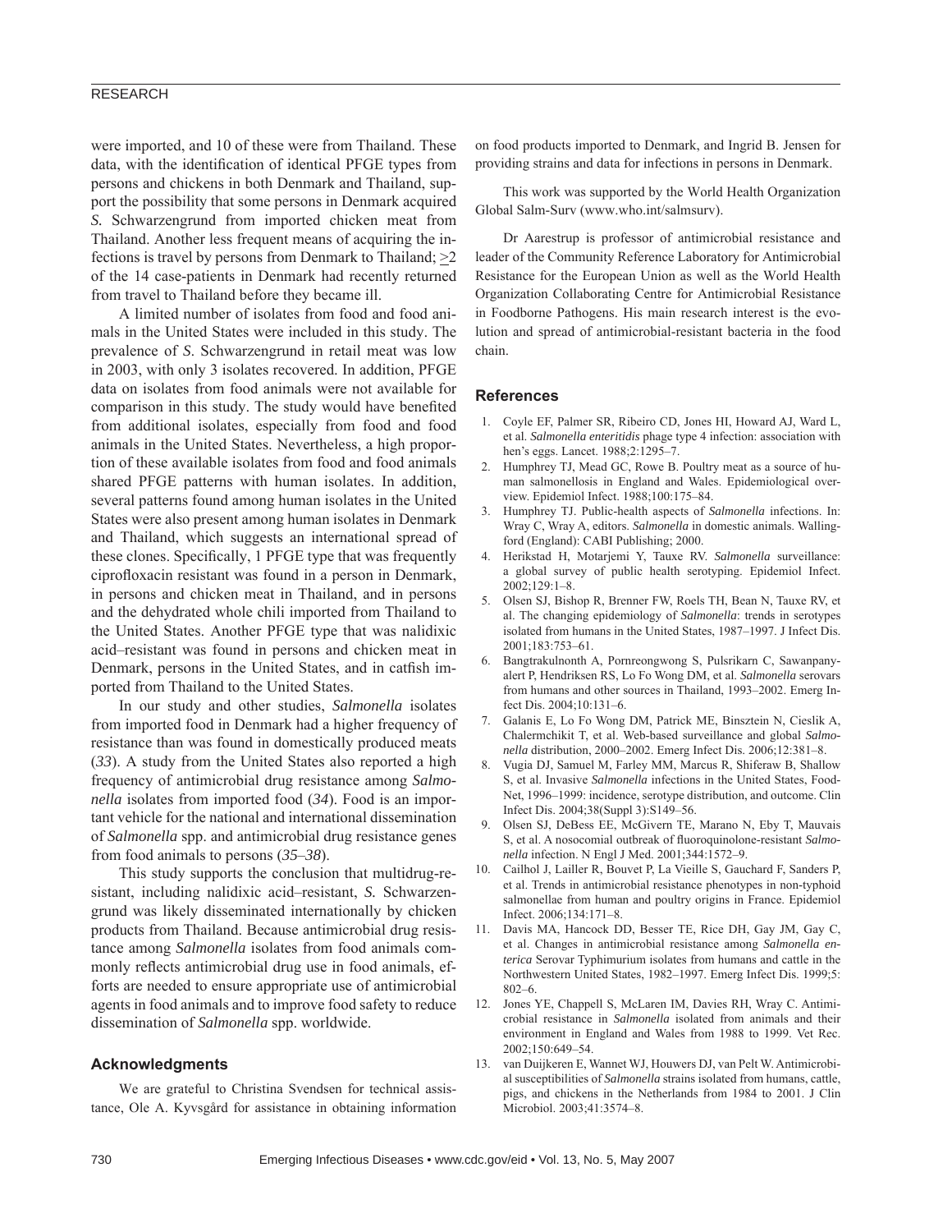were imported, and 10 of these were from Thailand. These data, with the identification of identical PFGE types from persons and chickens in both Denmark and Thailand, support the possibility that some persons in Denmark acquired *S.* Schwarzengrund from imported chicken meat from Thailand. Another less frequent means of acquiring the infections is travel by persons from Denmark to Thailand; $\geq$2 of the 14 case-patients in Denmark had recently returned from travel to Thailand before they became ill.

A limited number of isolates from food and food animals in the United States were included in this study. The prevalence of *S*. Schwarzengrund in retail meat was low in 2003, with only 3 isolates recovered. In addition, PFGE data on isolates from food animals were not available for comparison in this study. The study would have benefited from additional isolates, especially from food and food animals in the United States. Nevertheless, a high proportion of these available isolates from food and food animals shared PFGE patterns with human isolates. In addition, several patterns found among human isolates in the United States were also present among human isolates in Denmark and Thailand, which suggests an international spread of these clones. Specifically, 1 PFGE type that was frequently ciprofloxacin resistant was found in a person in Denmark, in persons and chicken meat in Thailand, and in persons and the dehydrated whole chili imported from Thailand to the United States. Another PFGE type that was nalidixic acid–resistant was found in persons and chicken meat in Denmark, persons in the United States, and in catfish imported from Thailand to the United States.

In our study and other studies, *Salmonella* isolates from imported food in Denmark had a higher frequency of resistance than was found in domestically produced meats (*33*). A study from the United States also reported a high frequency of antimicrobial drug resistance among *Salmonella* isolates from imported food (*34*). Food is an important vehicle for the national and international dissemination of *Salmonella* spp. and antimicrobial drug resistance genes from food animals to persons (*35*–*38*).

This study supports the conclusion that multidrug-resistant, including nalidixic acid–resistant, *S.* Schwarzengrund was likely disseminated internationally by chicken products from Thailand. Because antimicrobial drug resistance among *Salmonella* isolates from food animals commonly reflects antimicrobial drug use in food animals, efforts are needed to ensure appropriate use of antimicrobial agents in food animals and to improve food safety to reduce dissemination of *Salmonella* spp. worldwide.

## Acknowledgments

We are grateful to Christina Svendsen for technical assistance, Ole A. Kyvsgård for assistance in obtaining information on food products imported to Denmark, and Ingrid B. Jensen for providing strains and data for infections in persons in Denmark.

This work was supported by the World Health Organization Global Salm-Surv (www.who.int/salmsurv).

Dr Aarestrup is professor of antimicrobial resistance and leader of the Community Reference Laboratory for Antimicrobial Resistance for the European Union as well as the World Health Organization Collaborating Centre for Antimicrobial Resistance in Foodborne Pathogens. His main research interest is the evolution and spread of antimicrobial-resistant bacteria in the food chain.

## References

1. Coyle EF, Palmer SR, Ribeiro CD, Jones HI, Howard AJ, Ward L, et al. *Salmonella enteritidis* phage type 4 infection: association with hen's eggs. Lancet. 1988;2:1295–7.
2. Humphrey TJ, Mead GC, Rowe B. Poultry meat as a source of human salmonellosis in England and Wales. Epidemiological overview. Epidemiol Infect. 1988;100:175–84.
3. Humphrey TJ. Public-health aspects of *Salmonella* infections. In: Wray C, Wray A, editors. *Salmonella* in domestic animals. Wallingford (England): CABI Publishing; 2000.
4. Herikstad H, Motarjemi Y, Tauxe RV. *Salmonella* surveillance: a global survey of public health serotyping. Epidemiol Infect. 2002;129:1–8.
5. Olsen SJ, Bishop R, Brenner FW, Roels TH, Bean N, Tauxe RV, et al. The changing epidemiology of *Salmonella*: trends in serotypes isolated from humans in the United States, 1987–1997. J Infect Dis. 2001;183:753–61.
6. Bangtrakulnonth A, Pornreongwong S, Pulsrikarn C, Sawanpanyalert P, Hendriksen RS, Lo Fo Wong DM, et al. *Salmonella* serovars from humans and other sources in Thailand, 1993–2002. Emerg Infect Dis. 2004;10:131–6.
7. Galanis E, Lo Fo Wong DM, Patrick ME, Binsztein N, Cieslik A, Chalermchikit T, et al. Web-based surveillance and global *Salmonella* distribution, 2000–2002. Emerg Infect Dis. 2006;12:381–8.
8. Vugia DJ, Samuel M, Farley MM, Marcus R, Shiferaw B, Shallow S, et al. Invasive *Salmonella* infections in the United States, FoodNet, 1996–1999: incidence, serotype distribution, and outcome. Clin Infect Dis. 2004;38(Suppl 3):S149–56.
9. Olsen SJ, DeBess EE, McGivern TE, Marano N, Eby T, Mauvais S, et al. A nosocomial outbreak of fluoroquinolone-resistant *Salmonella* infection. N Engl J Med. 2001;344:1572–9.
10. Cailhol J, Lailler R, Bouvet P, La Vieille S, Gauchard F, Sanders P, et al. Trends in antimicrobial resistance phenotypes in non-typhoid salmonellae from human and poultry origins in France. Epidemiol Infect. 2006;134:171–8.
11. Davis MA, Hancock DD, Besser TE, Rice DH, Gay JM, Gay C, et al. Changes in antimicrobial resistance among *Salmonella enterica* Serovar Typhimurium isolates from humans and cattle in the Northwestern United States, 1982–1997. Emerg Infect Dis. 1999;5:802–6.
12. Jones YE, Chappell S, McLaren IM, Davies RH, Wray C. Antimicrobial resistance in *Salmonella* isolated from animals and their environment in England and Wales from 1988 to 1999. Vet Rec. 2002;150:649–54.
13. van Duijkeren E, Wannet WJ, Houwers DJ, van Pelt W. Antimicrobial susceptibilities of *Salmonella* strains isolated from humans, cattle, pigs, and chickens in the Netherlands from 1984 to 2001. J Clin Microbiol. 2003;41:3574–8.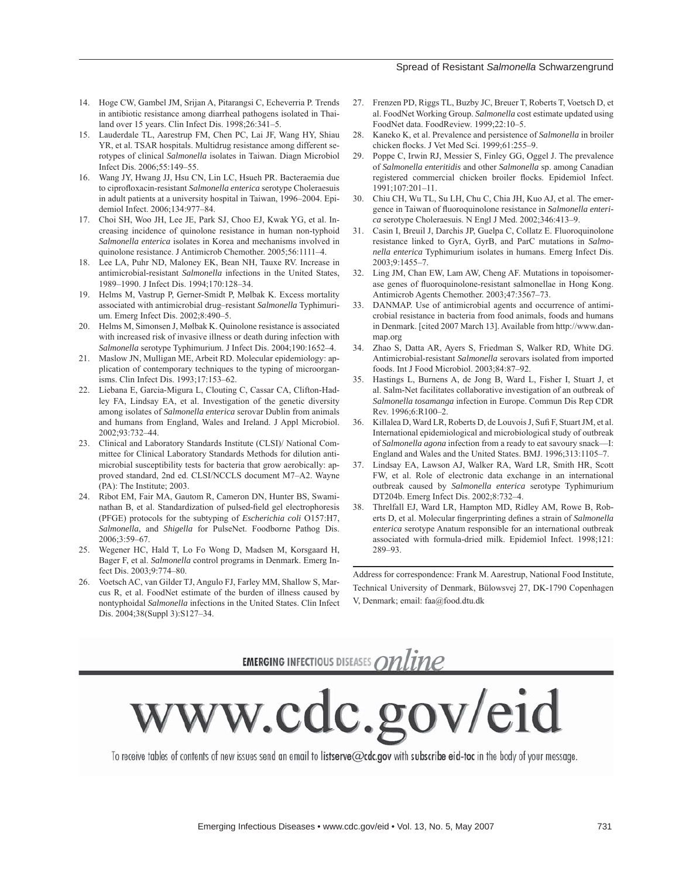14. Hoge CW, Gambel JM, Srijan A, Pitarangsi C, Echeverria P. Trends in antibiotic resistance among diarrheal pathogens isolated in Thailand over 15 years. Clin Infect Dis. 1998;26:341–5.
15. Lauderdale TL, Aarestrup FM, Chen PC, Lai JF, Wang HY, Shiau YR, et al. TSAR hospitals. Multidrug resistance among different serotypes of clinical *Salmonella* isolates in Taiwan. Diagn Microbiol Infect Dis. 2006;55:149–55.
16. Wang JY, Hwang JJ, Hsu CN, Lin LC, Hsueh PR. Bacteraemia due to ciprofloxacin-resistant *Salmonella enterica* serotype Choleraesuis in adult patients at a university hospital in Taiwan, 1996–2004. Epidemiol Infect. 2006;134:977–84.
17. Choi SH, Woo JH, Lee JE, Park SJ, Choo EJ, Kwak YG, et al. Increasing incidence of quinolone resistance in human non-typhoid *Salmonella enterica* isolates in Korea and mechanisms involved in quinolone resistance. J Antimicrob Chemother. 2005;56:1111–4.
18. Lee LA, Puhr ND, Maloney EK, Bean NH, Tauxe RV. Increase in antimicrobial-resistant *Salmonella* infections in the United States, 1989–1990. J Infect Dis. 1994;170:128–34.
19. Helms M, Vastrup P, Gerner-Smidt P, Mølbak K. Excess mortality associated with antimicrobial drug–resistant *Salmonella* Typhimurium. Emerg Infect Dis. 2002;8:490–5.
20. Helms M, Simonsen J, Mølbak K. Quinolone resistance is associated with increased risk of invasive illness or death during infection with *Salmonella* serotype Typhimurium. J Infect Dis. 2004;190:1652–4.
21. Maslow JN, Mulligan ME, Arbeit RD. Molecular epidemiology: application of contemporary techniques to the typing of microorganisms. Clin Infect Dis. 1993;17:153–62.
22. Liebana E, Garcia-Migura L, Clouting C, Cassar CA, Clifton-Hadley FA, Lindsay EA, et al. Investigation of the genetic diversity among isolates of *Salmonella enterica* serovar Dublin from animals and humans from England, Wales and Ireland. J Appl Microbiol. 2002;93:732–44.
23. Clinical and Laboratory Standards Institute (CLSI)/ National Committee for Clinical Laboratory Standards Methods for dilution antimicrobial susceptibility tests for bacteria that grow aerobically: approved standard, 2nd ed. CLSI/NCCLS document M7–A2. Wayne (PA): The Institute; 2003.
24. Ribot EM, Fair MA, Gautom R, Cameron DN, Hunter BS, Swaminathan B, et al. Standardization of pulsed-field gel electrophoresis (PFGE) protocols for the subtyping of *Escherichia coli* O157:H7, *Salmonella*, and *Shigella* for PulseNet. Foodborne Pathog Dis. 2006;3:59–67.
25. Wegener HC, Hald T, Lo Fo Wong D, Madsen M, Korsgaard H, Bager F, et al. *Salmonella* control programs in Denmark. Emerg Infect Dis. 2003;9:774–80.
26. Voetsch AC, van Gilder TJ, Angulo FJ, Farley MM, Shallow S, Marcus R, et al. FoodNet estimate of the burden of illness caused by nontyphoidal *Salmonella* infections in the United States. Clin Infect Dis. 2004;38(Suppl 3):S127–34.
27. Frenzen PD, Riggs TL, Buzby JC, Breuer T, Roberts T, Voetsch D, et al. FoodNet Working Group. *Salmonella* cost estimate updated using FoodNet data. FoodReview. 1999;22:10–5.
28. Kaneko K, et al. Prevalence and persistence of *Salmonella* in broiler chicken flocks. J Vet Med Sci. 1999;61:255–9.
29. Poppe C, Irwin RJ, Messier S, Finley GG, Oggel J. The prevalence of *Salmonella enteritidis* and other *Salmonella* sp. among Canadian registered commercial chicken broiler flocks. Epidemiol Infect. 1991;107:201–11.
30. Chiu CH, Wu TL, Su LH, Chu C, Chia JH, Kuo AJ, et al. The emergence in Taiwan of fluoroquinolone resistance in *Salmonella enterica* serotype Choleraesuis. N Engl J Med. 2002;346:413–9.
31. Casin I, Breuil J, Darchis JP, Guelpa C, Collatz E. Fluoroquinolone resistance linked to GyrA, GyrB, and ParC mutations in *Salmonella enterica* Typhimurium isolates in humans. Emerg Infect Dis. 2003;9:1455–7.
32. Ling JM, Chan EW, Lam AW, Cheng AF. Mutations in topoisomerase genes of fluoroquinolone-resistant salmonellae in Hong Kong. Antimicrob Agents Chemother. 2003;47:3567–73.
33. DANMAP. Use of antimicrobial agents and occurrence of antimicrobial resistance in bacteria from food animals, foods and humans in Denmark. [cited 2007 March 13]. Available from http://www.danmap.org
34. Zhao S, Datta AR, Ayers S, Friedman S, Walker RD, White DG. Antimicrobial-resistant *Salmonella* serovars isolated from imported foods. Int J Food Microbiol. 2003;84:87–92.
35. Hastings L, Burnens A, de Jong B, Ward L, Fisher I, Stuart J, et al. Salm-Net facilitates collaborative investigation of an outbreak of *Salmonella tosamanga* infection in Europe. Commun Dis Rep CDR Rev. 1996;6:R100–2.
36. Killalea D, Ward LR, Roberts D, de Louvois J, Sufi F, Stuart JM, et al. International epidemiological and microbiological study of outbreak of *Salmonella agona* infection from a ready to eat savoury snack—I: England and Wales and the United States. BMJ. 1996;313:1105–7.
37. Lindsay EA, Lawson AJ, Walker RA, Ward LR, Smith HR, Scott FW, et al. Role of electronic data exchange in an international outbreak caused by *Salmonella enterica* serotype Typhimurium DT204b. Emerg Infect Dis. 2002;8:732–4.
38. Threlfall EJ, Ward LR, Hampton MD, Ridley AM, Rowe B, Roberts D, et al. Molecular fingerprinting defines a strain of *Salmonella enterica* serotype Anatum responsible for an international outbreak associated with formula-dried milk. Epidemiol Infect. 1998;121: 289–93.

Address for correspondence: Frank M. Aarestrup, National Food Institute, Technical University of Denmark, Bülowsvej 27, DK-1790 Copenhagen V, Denmark; email: faa@food.dtu.dk

EMERGING INFECTIOUS DISEASES *online*

# www.cdc.gov/eid

To receive tables of contents of new issues send an email to **listserve@cdc.gov** with **subscribe eid-toc** in the body of your message.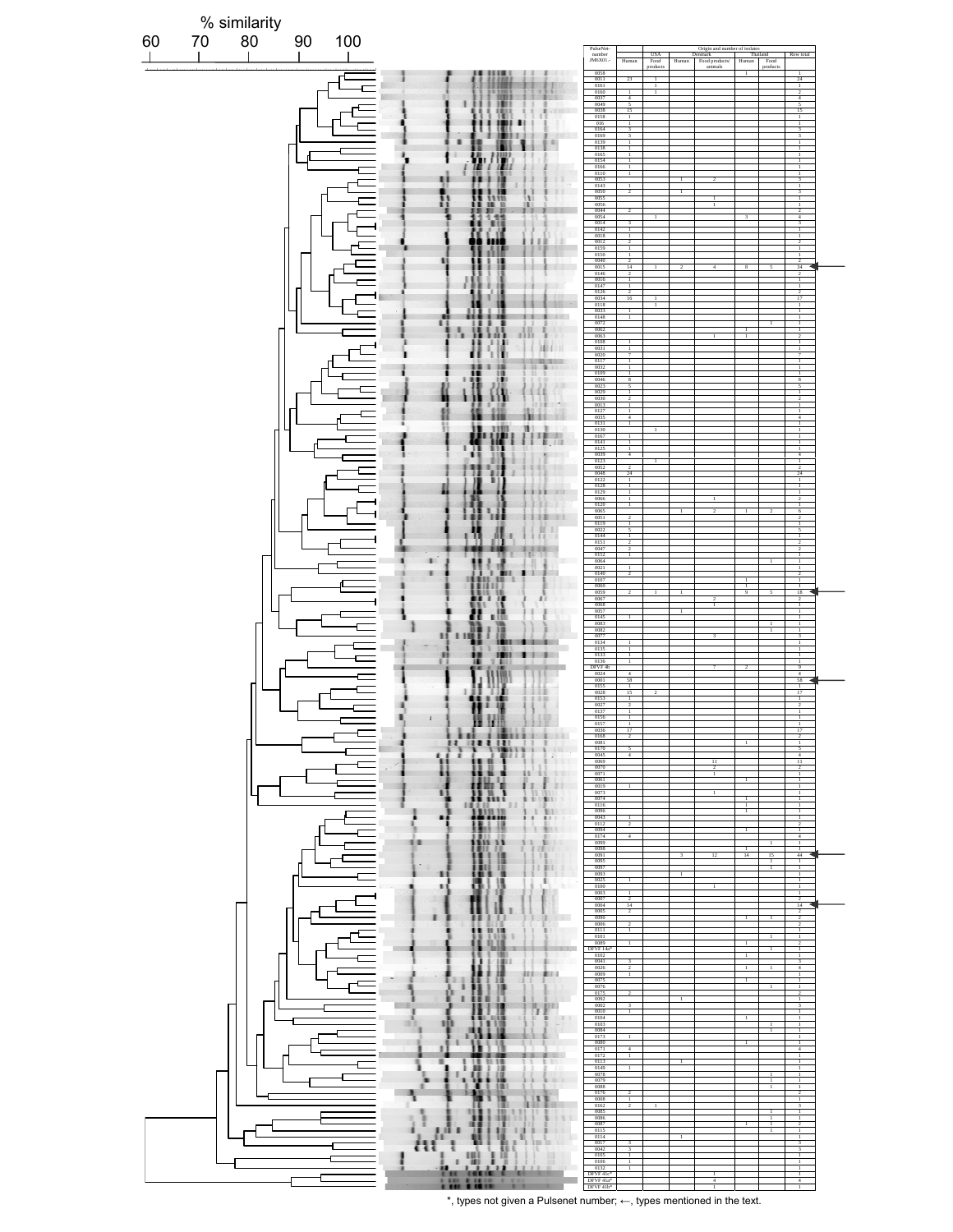% similarity

60 70 80 90 100

| PulseNet-number JM6X01.- | USA | | Denmark | | Thailand | | Row total |
|---|---|---|---|---|---|---|---|
| | Human | Food products | Human | Food products/animals | Human | Food products | |
| 0058 | | | | | 1 | | 1 |
| 0011 | 23 | 1 | | | | | 24 |
| 0161 | | 1 | | | | | 1 |
| 0160 | 1 | 1 | | | | | 2 |
| 0037 | 4 | | | | | | 4 |
| 0049 | 5 | | | | | | 5 |
| 0038 | 15 | | | | | | 15 |
| 0158 | 1 | | | | | | 1 |
| 006 | 1 | | | | | | 1 |
| 0164 | 3 | | | | | | 3 |
| 0169 | 3 | | | | | | 3 |
| 0139 | 1 | | | | | | 1 |
| 0138 | 1 | | | | | | 1 |
| 0165 | 1 | | | | | | 1 |
| 0154 | 1 | | | | | | 1 |
| 0166 | 1 | | | | | | 1 |
| 0110 | 1 | | | | | | 1 |
| 0053 | | | 1 | 2 | | | 3 |
| 0143 | 1 | | | | | | 1 |
| 0050 | 2 | | 1 | | | | 3 |
| 0055 | | | | 1 | | | 1 |
| 0056 | | | | 1 | | | 1 |
| 0044 | 2 | | | | | | 2 |
| 0054 | | 1 | | | 3 | | 4 |
| 0014 | 3 | | | | | | 3 |
| 0142 | 1 | | | | | | 1 |
| 0018 | 1 | | | | | | 1 |
| 0012 | 2 | | | | | | 2 |
| 0159 | 1 | | | | | | 1 |
| 0150 | 1 | | | | | | 1 |
| 0040 | 2 | | | | | | 2 |
| 0015 | 14 | 1 | 2 | 4 | 8 | 5 | 34 |
| 0146 | 2 | | | | | | 2 |
| 0016 | 1 | | | | | | 1 |
| 0147 | 1 | | | | | | 1 |
| 0126 | 2 | | | | | | 2 |
| 0034 | 16 | 1 | | | | | 17 |
| 0118 | | 1 | | | | | 1 |
| 0033 | 1 | | | | | | 1 |
| 0148 | 1 | | | | | | 1 |
| 0072 | | | | | | 1 | 1 |
| 0062 | | | | | 1 | | 1 |
| 0063 | | | | 1 | 1 | | 2 |
| 0008 | 1 | | | | | | 1 |
| 0031 | 1 | | | | | | 1 |
| 0020 | 7 | | | | | | 7 |
| 0157 | 1 | | | | | | 1 |
| 0032 | 1 | | | | | | 1 |
| 0109 | 1 | | | | | | 1 |
| 0046 | 8 | | | | | | 8 |
| 0023 | 5 | | | | | | 5 |
| 0029 | 1 | | | | | | 1 |
| 0030 | 2 | | | | | | 2 |
| 0013 | 1 | | | | | | 1 |
| 0127 | 1 | | | | | | 1 |
| 0035 | 4 | | | | | | 4 |
| 0131 | 1 | | | | | | 1 |
| 0130 | | 1 | | | | | 1 |
| 0167 | 1 | | | | | | 1 |
| 0141 | 1 | | | | | | 1 |
| 0125 | 1 | | | | | | 1 |
| 0039 | 4 | | | | | | 4 |
| 0123 | | 1 | | | | | 1 |
| 0052 | 2 | | | | | | 2 |
| 0048 | 24 | | | | | | 24 |
| 0122 | 1 | | | | | | 1 |
| 0128 | 1 | | | | | | 1 |
| 0129 | 1 | | | | | | 1 |
| 0066 | 1 | | | 1 | | | 2 |
| 0120 | 1 | | | | | | 1 |
| 0065 | | | 1 | 2 | 1 | 2 | 6 |
| 0051 | 2 | | | | | | 2 |
| 0119 | 1 | | | | | | 1 |
| 0022 | 5 | | | | | | 5 |
| 0144 | 1 | | | | | | 1 |
| 0151 | 2 | | | | | | 2 |
| 0047 | 2 | | | | | | 2 |
| 0152 | 1 | | | | | | 1 |
| 0064 | | | | | | 1 | 1 |
| 0021 | 1 | | | | | | 1 |
| 0140 | 2 | | | | | | 2 |
| 0107 | | | | | 1 | | 1 |
| 0060 | | | | | 1 | | 1 |
| 0059 | 2 | 1 | 1 | | 9 | 5 | 18 |
| 0067 | | | | 2 | | | 2 |
| 0068 | | | | 1 | | | 1 |
| 0057 | | | 1 | | | | 1 |
| 0145 | 1 | | | | | | 1 |
| 0083 | | | | | | 1 | 1 |
| 0082 | | | | | | 1 | 1 |
| 0077 | | | | 3 | | | 3 |
| 0134 | 1 | | | | | | 1 |
| 0135 | 1 | | | | | | 1 |
| 0133 | 1 | | | | | | 1 |
| 0136 | 1 | | | | | | 1 |
| DFVF 46 | | | | 7 | 2 | | 9 |
| 0024 | 4 | | | | | | 4 |
| 0001 | 58 | | | | | | 58 |
| 0155 | 1 | | | | | | 1 |
| 0028 | 15 | 2 | | | | | 17 |
| 0153 | 1 | | | | | | 1 |
| 0027 | 2 | | | | | | 2 |
| 0137 | 1 | | | | | | 1 |
| 0156 | 1 | | | | | | 1 |
| 0157 | 1 | | | | | | 1 |
| 0036 | 17 | | | | | | 17 |
| 0168 | 2 | | | | | | 2 |
| 0081 | | | | | 1 | | 1 |
| 0170 | 5 | | | | | | 5 |
| 0045 | 4 | | | | | | 4 |
| 0069 | | | | 11 | | | 11 |
| 0070 | | | | 2 | | | 2 |
| 0071 | | | | 1 | | | 1 |
| 0061 | | | | | 1 | | 1 |
| 0019 | 1 | | | | | | 1 |
| 0073 | | | | 1 | | | 1 |
| 0074 | | | | | 1 | | 1 |
| 0116 | | | | | 1 | | 1 |
| 0096 | | | | | 1 | | 1 |
| 0043 | 1 | | | | | | 1 |
| 0112 | 2 | | | | | | 2 |
| 0094 | | | | | 1 | | 1 |
| 0174 | 4 | | | | | | 4 |
| 0099 | | | | | | 1 | 1 |
| 0098 | | | | | 1 | | 1 |
| 0091 | | | 3 | 12 | 14 | 15 | 44 |
| 0095 | | | | | | 1 | 1 |
| 0097 | | | | | | 1 | 1 |
| 0093 | | | 1 | | | | 1 |
| 0025 | 1 | | | | | | 1 |
| 0100 | | | | 1 | | | 1 |
| 0003 | 1 | | | | | | 1 |
| 0007 | 2 | | | | | | 2 |
| 0004 | 14 | | | | | | 14 |
| 0005 | 2 | | | | | | 2 |
| 0090 | | | | | 1 | 1 | 2 |
| 0006 | 2 | | | | | | 2 |
| 0111 | 1 | | | | | | 1 |
| 0101 | | | | | | 1 | 1 |
| 0089 | 1 | | | | 1 | | 2 |
| DFVF 14a* | | | | | | 1 | 1 |
| 0102 | | | | | 1 | | 1 |
| 0041 | 3 | | | | | | 3 |
| 0026 | 2 | | | | 1 | 1 | 4 |
| 0009 | 1 | | | | | | 1 |
| 0075 | | | | | 1 | | 1 |
| 0076 | | | | | | 1 | 1 |
| 0175 | 2 | | | | | | 2 |
| 0092 | | | 1 | | | | 1 |
| 0002 | 3 | | | | | | 3 |
| 0010 | 1 | | | | | | 1 |
| 0104 | | | | | 1 | | 1 |
| 0103 | | | | | | 1 | 1 |
| 0084 | | | | | | 1 | 1 |
| 0173 | 1 | | | | | | 1 |
| 0080 | | | | | 1 | | 1 |
| 0171 | 4 | | | | | | 4 |
| 0172 | 1 | | | | | | 1 |
| 0113 | | | 1 | | | | 1 |
| 0149 | 1 | | | | | | 1 |
| 0078 | | | | | | 1 | 1 |
| 0079 | | | | | | 1 | 1 |
| 0088 | | | | | | 1 | 1 |
| 0176 | 2 | | | | | | 2 |
| 0008 | 1 | | | | | | 1 |
| 0162 | 2 | 1 | | | | | 3 |
| 0085 | | | | | | 1 | 1 |
| 0086 | | | | | | 1 | 1 |
| 0087 | | | | | 1 | 1 | 2 |
| 0115 | | | | | | 1 | 1 |
| 0114 | | | 1 | | | | 1 |
| 0017 | 3 | | | | | | 3 |
| 0042 | 3 | | | | | | 3 |
| 0105 | 1 | | | | | | 1 |
| 0106 | 1 | | | | | | 1 |
| 0132 | 1 | | | | | | 1 |
| DFVF 41c* | | | | 1 | | | 1 |
| DFVF 41a* | | | | 4 | | | 4 |
| DFVF 41b* | | | | 1 | | | 1 |

*, types not given a Pulsenet number; ←, types mentioned in the text.